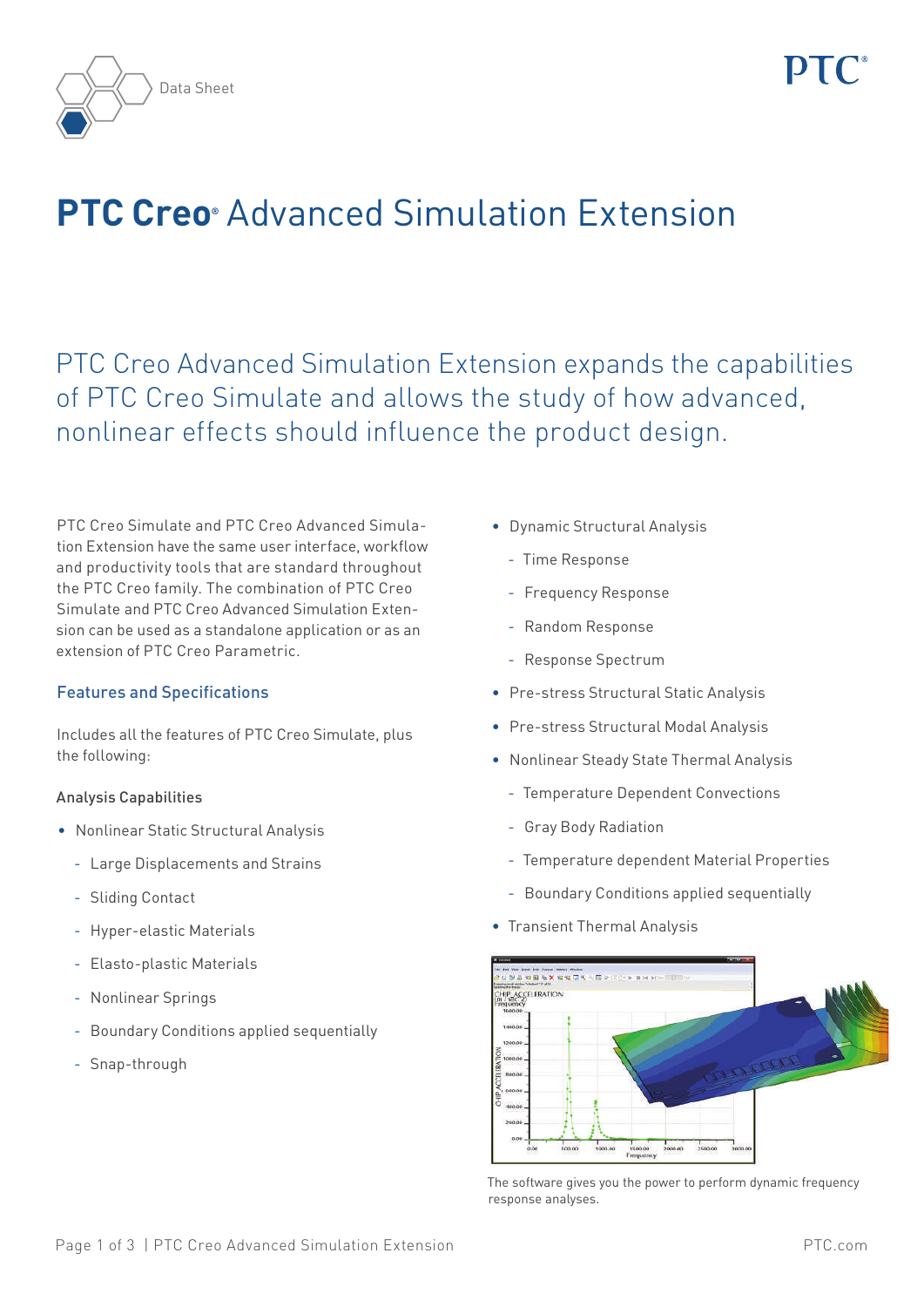Data Sheet

# PTC Creo® Advanced Simulation Extension

## PTC Creo Advanced Simulation Extension expands the capabilities of PTC Creo Simulate and allows the study of how advanced, nonlinear effects should influence the product design.

PTC Creo Simulate and PTC Creo Advanced Simulation Extension have the same user interface, workflow and productivity tools that are standard throughout the PTC Creo family. The combination of PTC Creo Simulate and PTC Creo Advanced Simulation Extension can be used as a standalone application or as an extension of PTC Creo Parametric.

### Features and Specifications

Includes all the features of PTC Creo Simulate, plus the following:

#### Analysis Capabilities

- Nonlinear Static Structural Analysis
  - Large Displacements and Strains
  - Sliding Contact
  - Hyper-elastic Materials
  - Elasto-plastic Materials
  - Nonlinear Springs
  - Boundary Conditions applied sequentially
  - Snap-through
- Dynamic Structural Analysis
  - Time Response
  - Frequency Response
  - Random Response
  - Response Spectrum
- Pre-stress Structural Static Analysis
- Pre-stress Structural Modal Analysis
- Nonlinear Steady State Thermal Analysis
  - Temperature Dependent Convections
  - Gray Body Radiation
  - Temperature dependent Material Properties
  - Boundary Conditions applied sequentially
- Transient Thermal Analysis

The software gives you the power to perform dynamic frequency response analyses.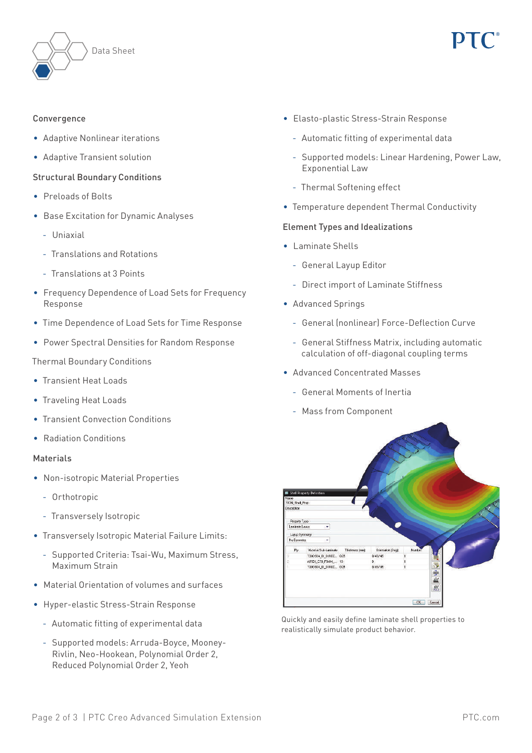### Convergence

- Adaptive Nonlinear iterations
- Adaptive Transient solution

### Structural Boundary Conditions

- Preloads of Bolts
- Base Excitation for Dynamic Analyses
  - Uniaxial
  - Translations and Rotations
  - Translations at 3 Points
- Frequency Dependence of Load Sets for Frequency Response
- Time Dependence of Load Sets for Time Response
- Power Spectral Densities for Random Response

### Thermal Boundary Conditions

- Transient Heat Loads
- Traveling Heat Loads
- Transient Convection Conditions
- Radiation Conditions

### Materials

- Non-isotropic Material Properties
  - Orthotropic
  - Transversely Isotropic
- Transversely Isotropic Material Failure Limits:
  - Supported Criteria: Tsai-Wu, Maximum Stress, Maximum Strain
- Material Orientation of volumes and surfaces
- Hyper-elastic Stress-Strain Response
  - Automatic fitting of experimental data
  - Supported models: Arruda-Boyce, Mooney-Rivlin, Neo-Hookean, Polynomial Order 2, Reduced Polynomial Order 2, Yeoh
- Elasto-plastic Stress-Strain Response
  - Automatic fitting of experimental data
  - Supported models: Linear Hardening, Power Law, Exponential Law
  - Thermal Softening effect
- Temperature dependent Thermal Conductivity

### Element Types and Idealizations

- Laminate Shells
  - General Layup Editor
  - Direct import of Laminate Stiffness
- Advanced Springs
  - General (nonlinear) Force-Deflection Curve
  - General Stiffness Matrix, including automatic calculation of off-diagonal coupling terms
- Advanced Concentrated Masses
  - General Moments of Inertia
  - Mass from Component

Quickly and easily define laminate shell properties to realistically simulate product behavior.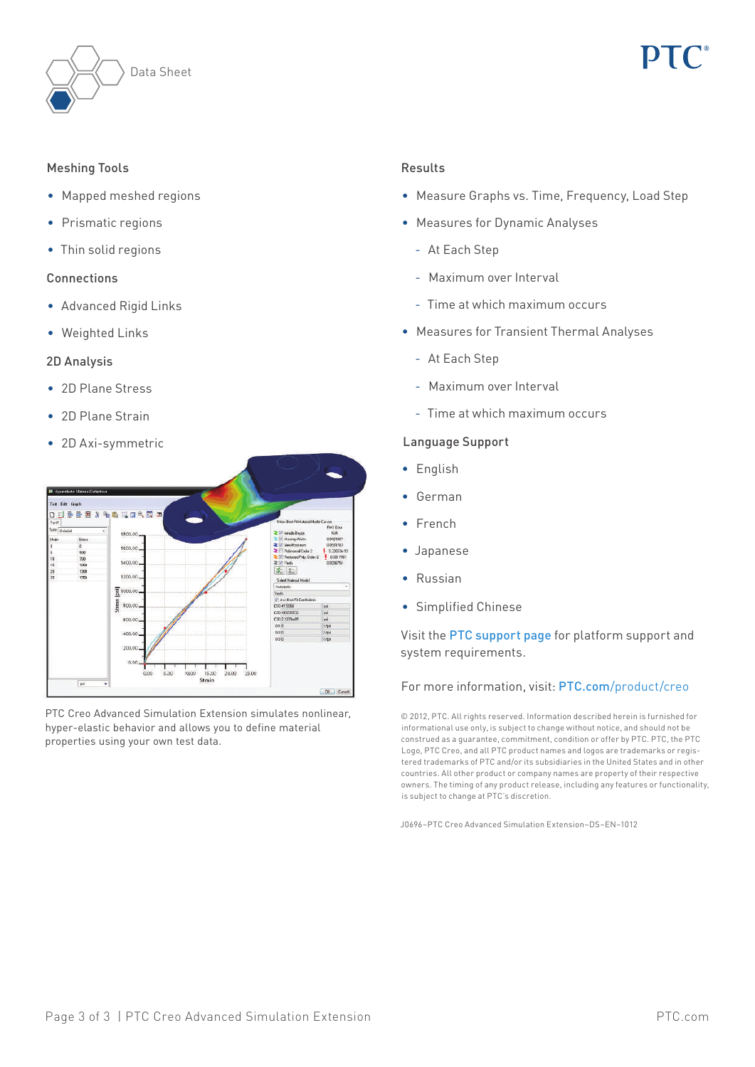## Meshing Tools

- Mapped meshed regions
- Prismatic regions
- Thin solid regions

## Connections

- Advanced Rigid Links
- Weighted Links

## 2D Analysis

- 2D Plane Stress
- 2D Plane Strain
- 2D Axi-symmetric

PTC Creo Advanced Simulation Extension simulates nonlinear, hyper-elastic behavior and allows you to define material properties using your own test data.

## Results

- Measure Graphs vs. Time, Frequency, Load Step
- Measures for Dynamic Analyses
  - At Each Step
  - Maximum over Interval
  - Time at which maximum occurs
- Measures for Transient Thermal Analyses
  - At Each Step
  - Maximum over Interval
  - Time at which maximum occurs

## Language Support

- English
- German
- French
- Japanese
- Russian
- Simplified Chinese

Visit the PTC support page for platform support and system requirements.

For more information, visit: PTC.com/product/creo

© 2012, PTC. All rights reserved. Information described herein is furnished for informational use only, is subject to change without notice, and should not be construed as a guarantee, commitment, condition or offer by PTC. PTC, the PTC Logo, PTC Creo, and all PTC product names and logos are trademarks or registered trademarks of PTC and/or its subsidiaries in the United States and in other countries. All other product or company names are property of their respective owners. The timing of any product release, including any features or functionality, is subject to change at PTC's discretion.

J0696–PTC Creo Advanced Simulation Extension–DS–EN–1012